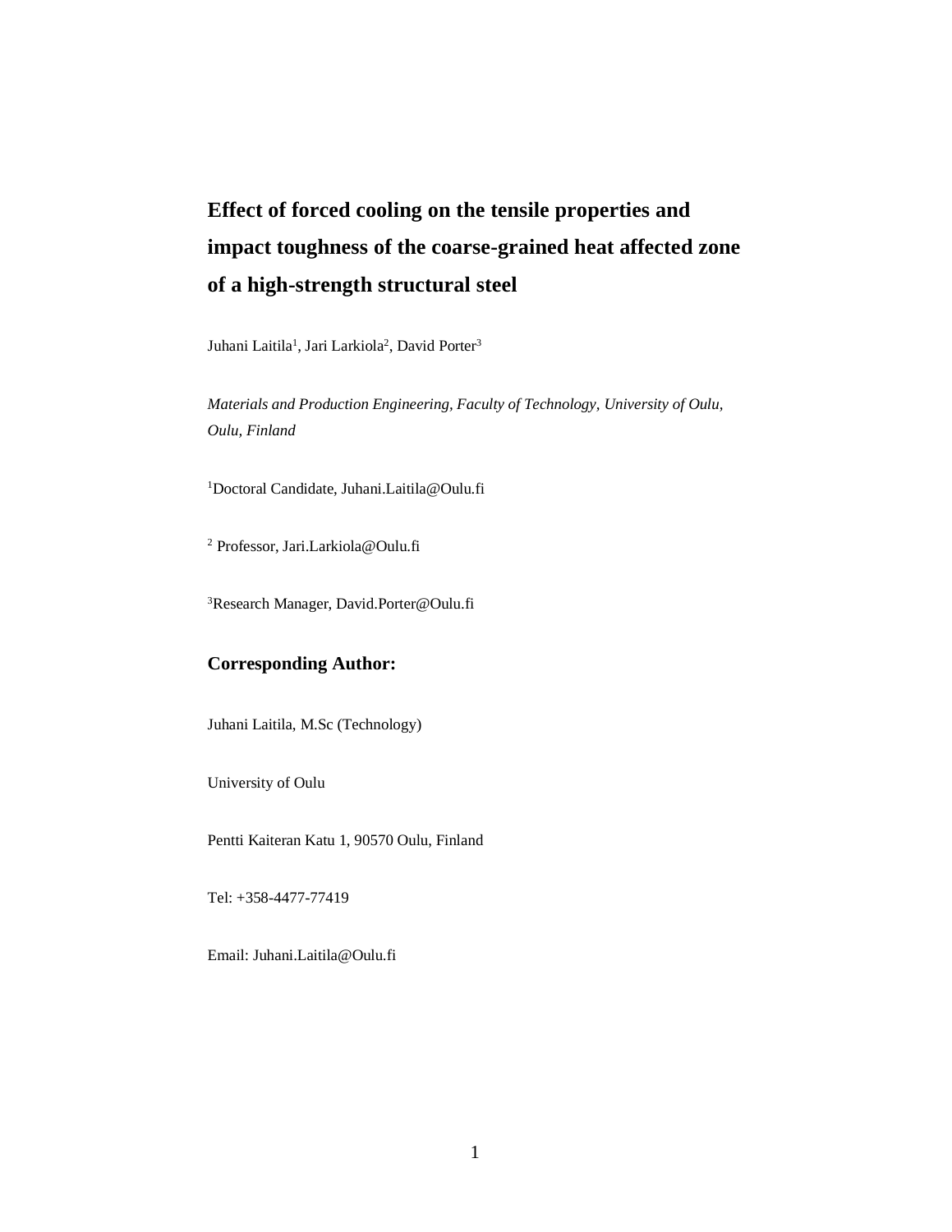# Effect of forced cooling on the tensile properties and impact toughness of the coarse-grained heat affected zone of a high-strength structural steel

Juhani Laitila[1], Jari Larkiola[2], David Porter[3]

*Materials and Production Engineering, Faculty of Technology, University of Oulu, Oulu, Finland*

[1]Doctoral Candidate, Juhani.Laitila@Oulu.fi

[2] Professor, Jari.Larkiola@Oulu.fi

[3]Research Manager, David.Porter@Oulu.fi

## Corresponding Author:

Juhani Laitila, M.Sc (Technology)

University of Oulu

Pentti Kaiteran Katu 1, 90570 Oulu, Finland

Tel: +358-4477-77419

Email: Juhani.Laitila@Oulu.fi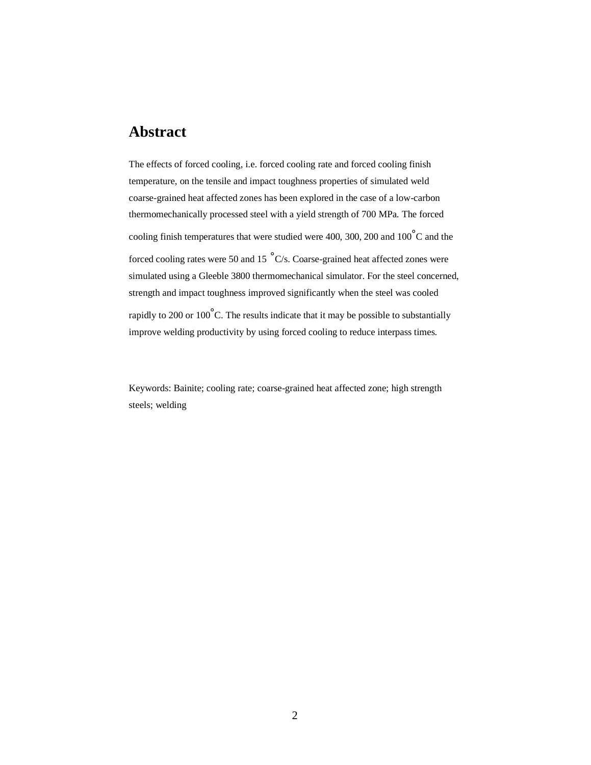## Abstract

The effects of forced cooling, i.e. forced cooling rate and forced cooling finish temperature, on the tensile and impact toughness properties of simulated weld coarse-grained heat affected zones has been explored in the case of a low-carbon thermomechanically processed steel with a yield strength of 700 MPa. The forced cooling finish temperatures that were studied were 400, 300, 200 and 100°C and the forced cooling rates were 50 and 15 °C/s. Coarse-grained heat affected zones were simulated using a Gleeble 3800 thermomechanical simulator. For the steel concerned, strength and impact toughness improved significantly when the steel was cooled rapidly to 200 or 100°C. The results indicate that it may be possible to substantially improve welding productivity by using forced cooling to reduce interpass times.

Keywords: Bainite; cooling rate; coarse-grained heat affected zone; high strength steels; welding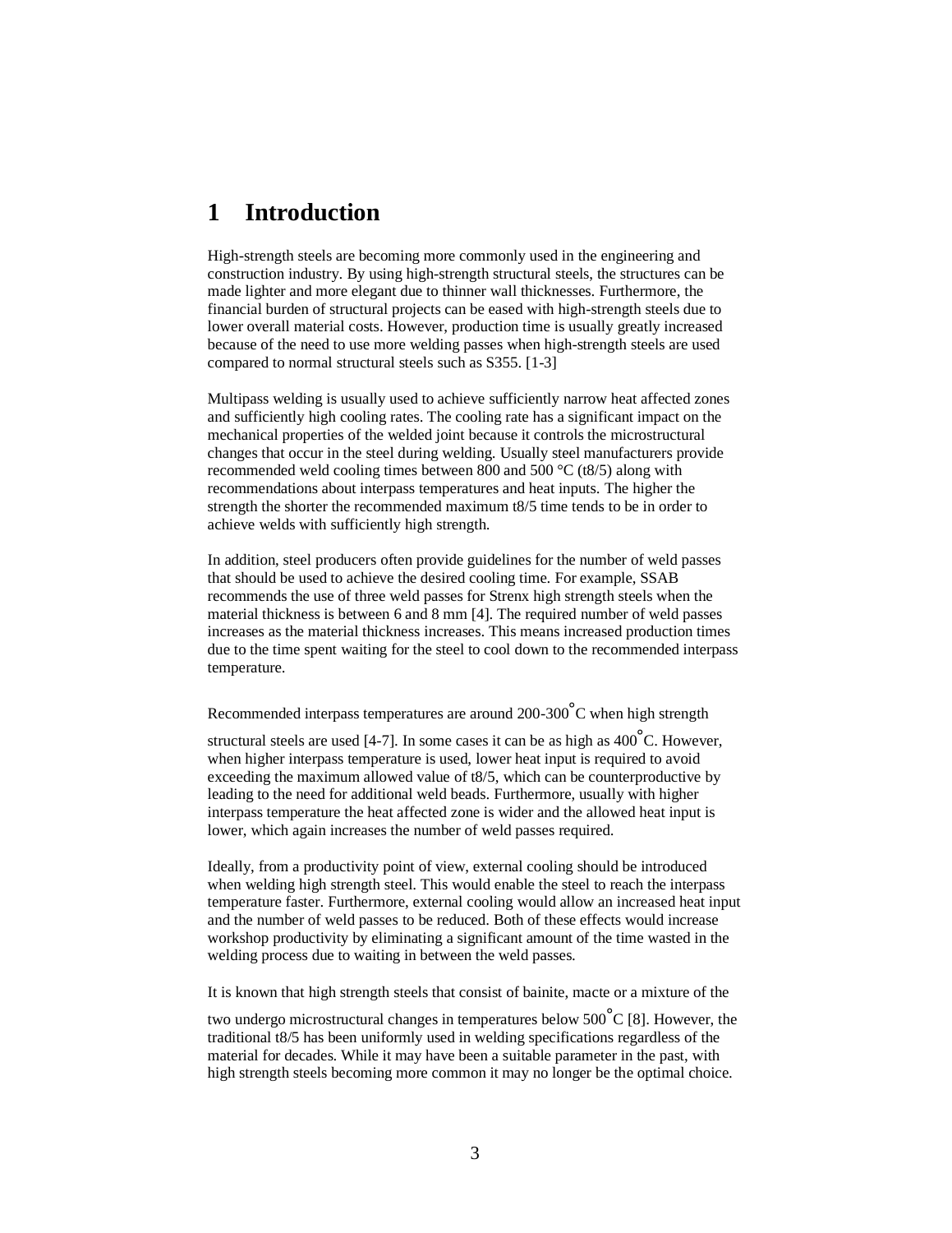# 1 Introduction

High-strength steels are becoming more commonly used in the engineering and construction industry. By using high-strength structural steels, the structures can be made lighter and more elegant due to thinner wall thicknesses. Furthermore, the financial burden of structural projects can be eased with high-strength steels due to lower overall material costs. However, production time is usually greatly increased because of the need to use more welding passes when high-strength steels are used compared to normal structural steels such as S355. [1-3]

Multipass welding is usually used to achieve sufficiently narrow heat affected zones and sufficiently high cooling rates. The cooling rate has a significant impact on the mechanical properties of the welded joint because it controls the microstructural changes that occur in the steel during welding. Usually steel manufacturers provide recommended weld cooling times between 800 and 500 °C (t8/5) along with recommendations about interpass temperatures and heat inputs. The higher the strength the shorter the recommended maximum t8/5 time tends to be in order to achieve welds with sufficiently high strength.

In addition, steel producers often provide guidelines for the number of weld passes that should be used to achieve the desired cooling time. For example, SSAB recommends the use of three weld passes for Strenx high strength steels when the material thickness is between 6 and 8 mm [4]. The required number of weld passes increases as the material thickness increases. This means increased production times due to the time spent waiting for the steel to cool down to the recommended interpass temperature.

Recommended interpass temperatures are around 200-300°C when high strength structural steels are used [4-7]. In some cases it can be as high as 400°C. However, when higher interpass temperature is used, lower heat input is required to avoid exceeding the maximum allowed value of t8/5, which can be counterproductive by leading to the need for additional weld beads. Furthermore, usually with higher interpass temperature the heat affected zone is wider and the allowed heat input is lower, which again increases the number of weld passes required.

Ideally, from a productivity point of view, external cooling should be introduced when welding high strength steel. This would enable the steel to reach the interpass temperature faster. Furthermore, external cooling would allow an increased heat input and the number of weld passes to be reduced. Both of these effects would increase workshop productivity by eliminating a significant amount of the time wasted in the welding process due to waiting in between the weld passes.

It is known that high strength steels that consist of bainite, macte or a mixture of the two undergo microstructural changes in temperatures below 500°C [8]. However, the traditional t8/5 has been uniformly used in welding specifications regardless of the material for decades. While it may have been a suitable parameter in the past, with high strength steels becoming more common it may no longer be the optimal choice.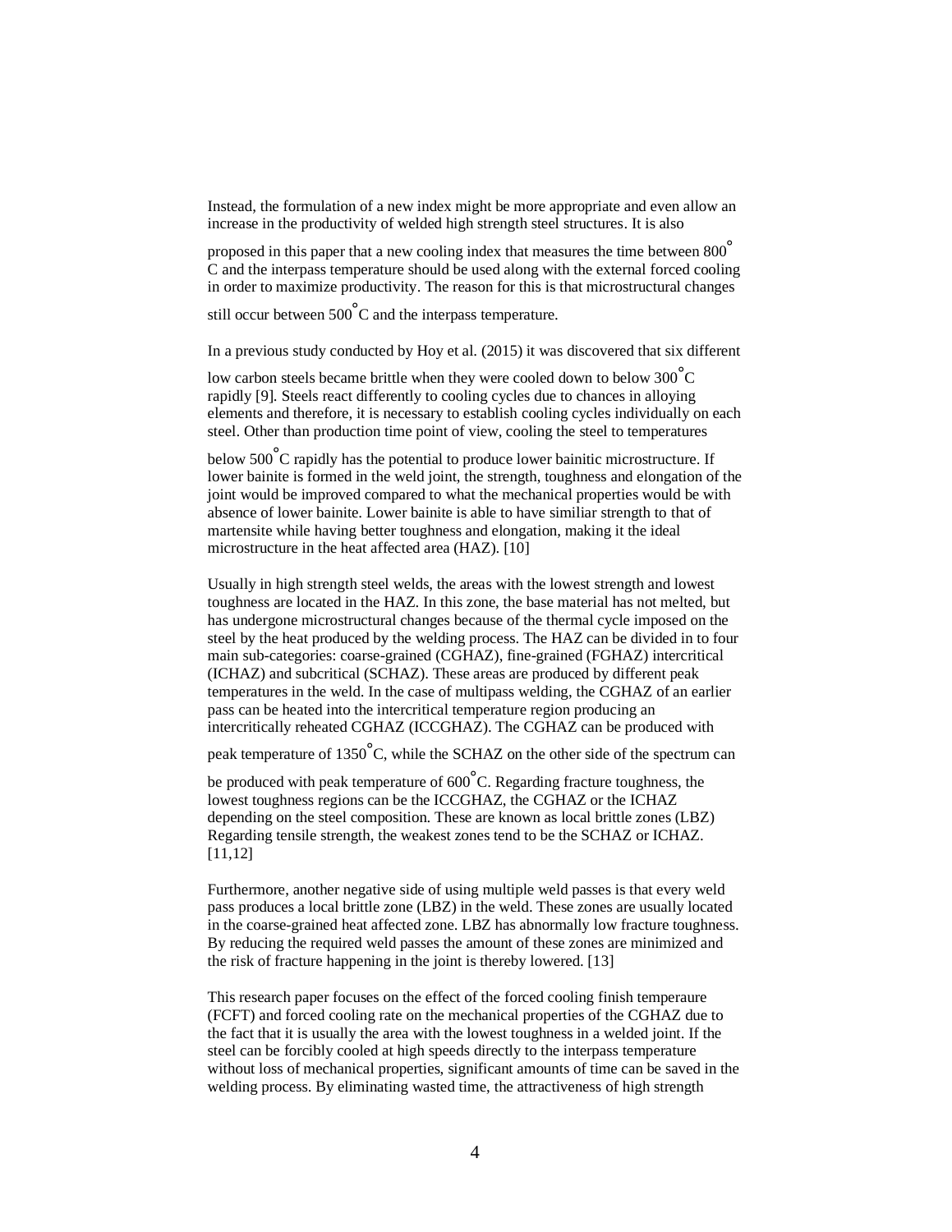Instead, the formulation of a new index might be more appropriate and even allow an increase in the productivity of welded high strength steel structures. It is also proposed in this paper that a new cooling index that measures the time between 800°C and the interpass temperature should be used along with the external forced cooling in order to maximize productivity. The reason for this is that microstructural changes still occur between 500°C and the interpass temperature.

In a previous study conducted by Hoy et al. (2015) it was discovered that six different low carbon steels became brittle when they were cooled down to below 300°C rapidly [9]. Steels react differently to cooling cycles due to chances in alloying elements and therefore, it is necessary to establish cooling cycles individually on each steel. Other than production time point of view, cooling the steel to temperatures below 500°C rapidly has the potential to produce lower bainitic microstructure. If lower bainite is formed in the weld joint, the strength, toughness and elongation of the joint would be improved compared to what the mechanical properties would be with absence of lower bainite. Lower bainite is able to have similiar strength to that of martensite while having better toughness and elongation, making it the ideal microstructure in the heat affected area (HAZ). [10]

Usually in high strength steel welds, the areas with the lowest strength and lowest toughness are located in the HAZ. In this zone, the base material has not melted, but has undergone microstructural changes because of the thermal cycle imposed on the steel by the heat produced by the welding process. The HAZ can be divided in to four main sub-categories: coarse-grained (CGHAZ), fine-grained (FGHAZ) intercritical (ICHAZ) and subcritical (SCHAZ). These areas are produced by different peak temperatures in the weld. In the case of multipass welding, the CGHAZ of an earlier pass can be heated into the intercritical temperature region producing an intercritically reheated CGHAZ (ICCGHAZ). The CGHAZ can be produced with peak temperature of 1350°C, while the SCHAZ on the other side of the spectrum can be produced with peak temperature of 600°C. Regarding fracture toughness, the lowest toughness regions can be the ICCGHAZ, the CGHAZ or the ICHAZ depending on the steel composition. These are known as local brittle zones (LBZ) Regarding tensile strength, the weakest zones tend to be the SCHAZ or ICHAZ. [11,12]

Furthermore, another negative side of using multiple weld passes is that every weld pass produces a local brittle zone (LBZ) in the weld. These zones are usually located in the coarse-grained heat affected zone. LBZ has abnormally low fracture toughness. By reducing the required weld passes the amount of these zones are minimized and the risk of fracture happening in the joint is thereby lowered. [13]

This research paper focuses on the effect of the forced cooling finish temperaure (FCFT) and forced cooling rate on the mechanical properties of the CGHAZ due to the fact that it is usually the area with the lowest toughness in a welded joint. If the steel can be forcibly cooled at high speeds directly to the interpass temperature without loss of mechanical properties, significant amounts of time can be saved in the welding process. By eliminating wasted time, the attractiveness of high strength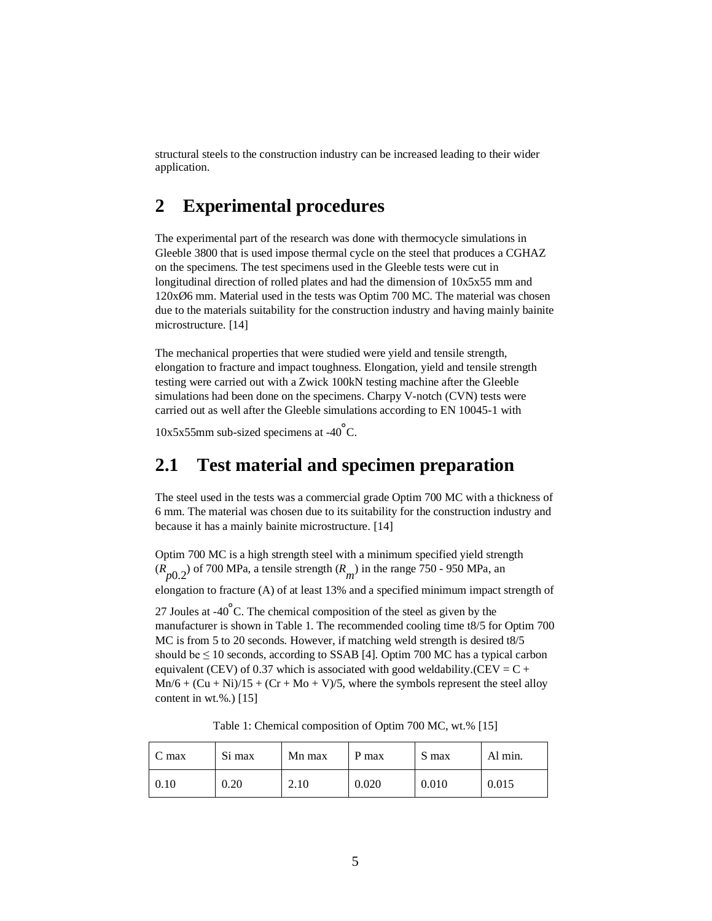structural steels to the construction industry can be increased leading to their wider application.

# 2 Experimental procedures

The experimental part of the research was done with thermocycle simulations in Gleeble 3800 that is used impose thermal cycle on the steel that produces a CGHAZ on the specimens. The test specimens used in the Gleeble tests were cut in longitudinal direction of rolled plates and had the dimension of 10x5x55 mm and 120xØ6 mm. Material used in the tests was Optim 700 MC. The material was chosen due to the materials suitability for the construction industry and having mainly bainite microstructure. [14]

The mechanical properties that were studied were yield and tensile strength, elongation to fracture and impact toughness. Elongation, yield and tensile strength testing were carried out with a Zwick 100kN testing machine after the Gleeble simulations had been done on the specimens. Charpy V-notch (CVN) tests were carried out as well after the Gleeble simulations according to EN 10045-1 with 10x5x55mm sub-sized specimens at -40°C.

## 2.1 Test material and specimen preparation

The steel used in the tests was a commercial grade Optim 700 MC with a thickness of 6 mm. The material was chosen due to its suitability for the construction industry and because it has a mainly bainite microstructure. [14]

Optim 700 MC is a high strength steel with a minimum specified yield strength ($R_{p0.2}$) of 700 MPa, a tensile strength ($R_m$) in the range 750 - 950 MPa, an elongation to fracture (A) of at least 13% and a specified minimum impact strength of 27 Joules at -40°C. The chemical composition of the steel as given by the manufacturer is shown in Table 1. The recommended cooling time t8/5 for Optim 700 MC is from 5 to 20 seconds. However, if matching weld strength is desired t8/5 should be ≤ 10 seconds, according to SSAB [4]. Optim 700 MC has a typical carbon equivalent (CEV) of 0.37 which is associated with good weldability.(CEV = C + Mn/6 + (Cu + Ni)/15 + (Cr + Mo + V)/5, where the symbols represent the steel alloy content in wt.%.) [15]

Table 1: Chemical composition of Optim 700 MC, wt.% [15]

| C max | Si max | Mn max | P max | S max | Al min. |
|---|---|---|---|---|---|
| 0.10 | 0.20 | 2.10 | 0.020 | 0.010 | 0.015 |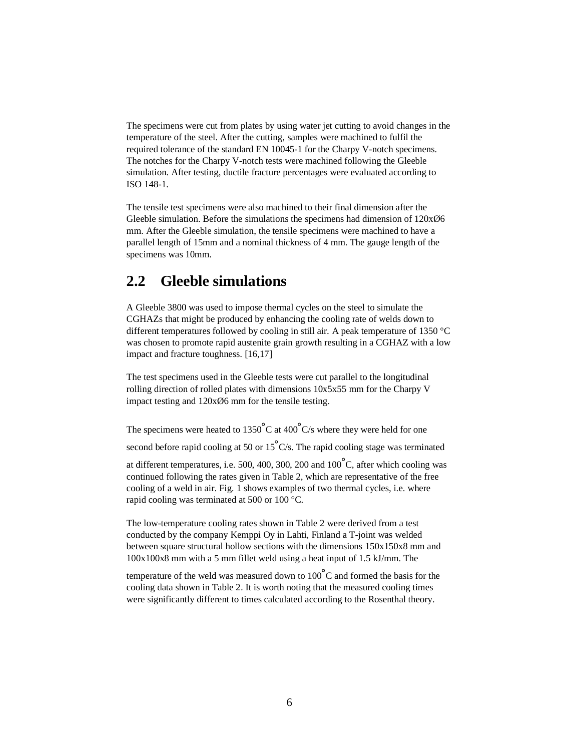The specimens were cut from plates by using water jet cutting to avoid changes in the temperature of the steel. After the cutting, samples were machined to fulfil the required tolerance of the standard EN 10045-1 for the Charpy V-notch specimens. The notches for the Charpy V-notch tests were machined following the Gleeble simulation. After testing, ductile fracture percentages were evaluated according to ISO 148-1.

The tensile test specimens were also machined to their final dimension after the Gleeble simulation. Before the simulations the specimens had dimension of 120xØ6 mm. After the Gleeble simulation, the tensile specimens were machined to have a parallel length of 15mm and a nominal thickness of 4 mm. The gauge length of the specimens was 10mm.

## 2.2 Gleeble simulations

A Gleeble 3800 was used to impose thermal cycles on the steel to simulate the CGHAZs that might be produced by enhancing the cooling rate of welds down to different temperatures followed by cooling in still air. A peak temperature of 1350 °C was chosen to promote rapid austenite grain growth resulting in a CGHAZ with a low impact and fracture toughness. [16,17]

The test specimens used in the Gleeble tests were cut parallel to the longitudinal rolling direction of rolled plates with dimensions 10x5x55 mm for the Charpy V impact testing and 120xØ6 mm for the tensile testing.

The specimens were heated to 1350°C at 400°C/s where they were held for one second before rapid cooling at 50 or 15°C/s. The rapid cooling stage was terminated at different temperatures, i.e. 500, 400, 300, 200 and 100°C, after which cooling was continued following the rates given in Table 2, which are representative of the free cooling of a weld in air. Fig. 1 shows examples of two thermal cycles, i.e. where rapid cooling was terminated at 500 or 100 °C.

The low-temperature cooling rates shown in Table 2 were derived from a test conducted by the company Kemppi Oy in Lahti, Finland a T-joint was welded between square structural hollow sections with the dimensions 150x150x8 mm and 100x100x8 mm with a 5 mm fillet weld using a heat input of 1.5 kJ/mm. The temperature of the weld was measured down to 100°C and formed the basis for the cooling data shown in Table 2. It is worth noting that the measured cooling times were significantly different to times calculated according to the Rosenthal theory.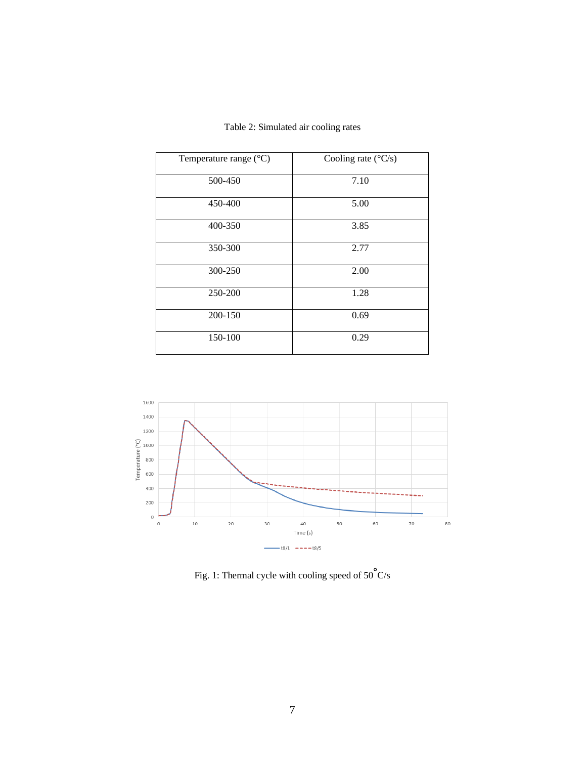Table 2: Simulated air cooling rates

| Temperature range (°C) | Cooling rate (°C/s) |
|---|---|
| 500-450 | 7.10 |
| 450-400 | 5.00 |
| 400-350 | 3.85 |
| 350-300 | 2.77 |
| 300-250 | 2.00 |
| 250-200 | 1.28 |
| 200-150 | 0.69 |
| 150-100 | 0.29 |

Fig. 1: Thermal cycle with cooling speed of 50 °C/s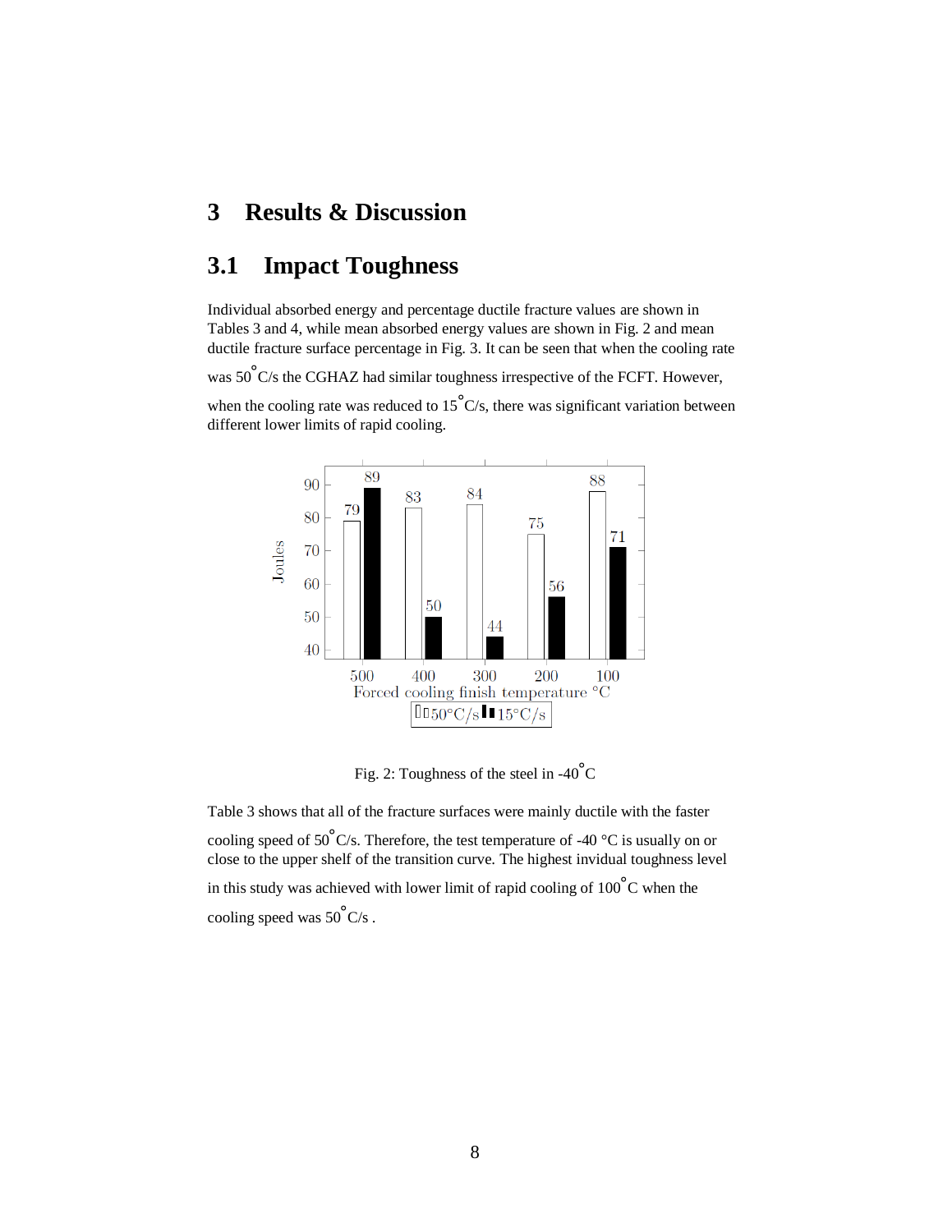# 3 Results & Discussion

## 3.1 Impact Toughness

Individual absorbed energy and percentage ductile fracture values are shown in Tables 3 and 4, while mean absorbed energy values are shown in Fig. 2 and mean ductile fracture surface percentage in Fig. 3. It can be seen that when the cooling rate was 50°C/s the CGHAZ had similar toughness irrespective of the FCFT. However, when the cooling rate was reduced to 15°C/s, there was significant variation between different lower limits of rapid cooling.

| Forced cooling finish temperature °C | 50°C/s (Joules) | 15°C/s (Joules) |
|---|---|---|
| 500 | 79 | 89 |
| 400 | 83 | 50 |
| 300 | 84 | 44 |
| 200 | 75 | 56 |
| 100 | 88 | 71 |

Fig. 2: Toughness of the steel in -40°C

Table 3 shows that all of the fracture surfaces were mainly ductile with the faster cooling speed of 50°C/s. Therefore, the test temperature of -40 °C is usually on or close to the upper shelf of the transition curve. The highest invidual toughness level in this study was achieved with lower limit of rapid cooling of 100°C when the cooling speed was 50°C/s .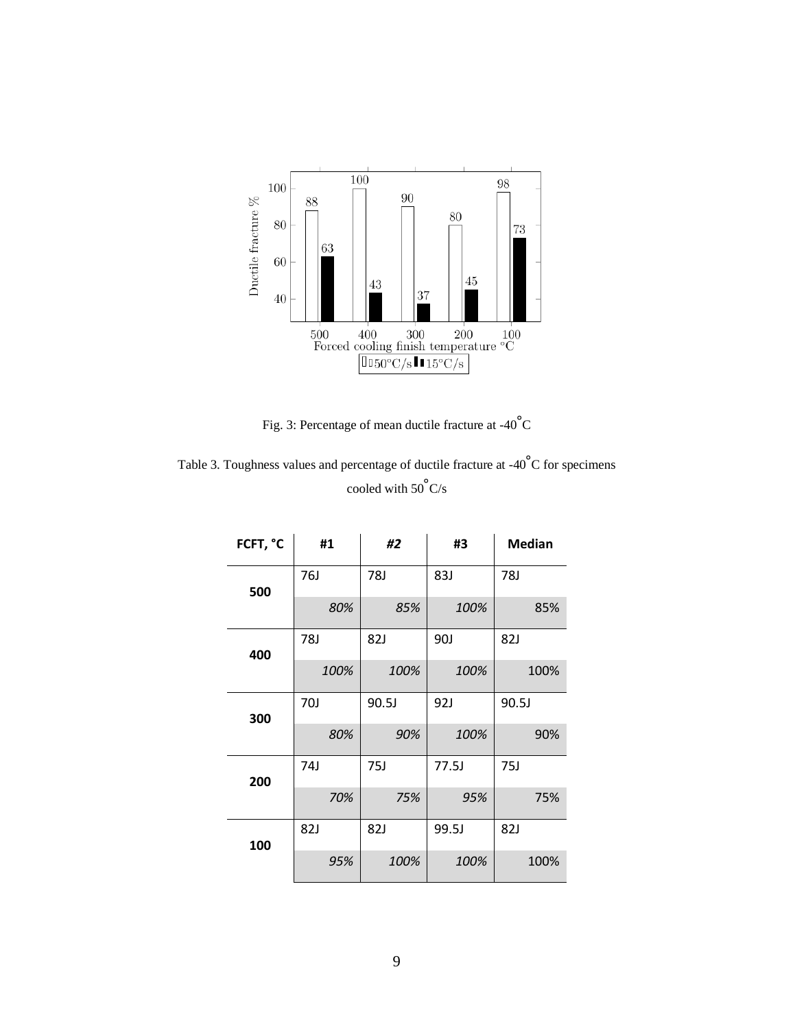| Forced cooling finish temperature °C | 50°C/s | 15°C/s |
|---|---|---|
| 500 | 88 | 63 |
| 400 | 100 | 43 |
| 300 | 90 | 37 |
| 200 | 80 | 45 |
| 100 | 98 | 73 |

Fig. 3: Percentage of mean ductile fracture at -40°C

Table 3. Toughness values and percentage of ductile fracture at -40°C for specimens cooled with 50°C/s

| FCFT, °C | #1 | *#2* | #3 | Median |
|---|---|---|---|---|
| 500 | 76J | 78J | 83J | 78J |
| | *80%* | *85%* | *100%* | 85% |
| 400 | 78J | 82J | 90J | 82J |
| | *100%* | *100%* | *100%* | 100% |
| 300 | 70J | 90.5J | 92J | 90.5J |
| | *80%* | *90%* | *100%* | 90% |
| 200 | 74J | 75J | 77.5J | 75J |
| | *70%* | *75%* | *95%* | 75% |
| 100 | 82J | 82J | 99.5J | 82J |
| | *95%* | *100%* | *100%* | 100% |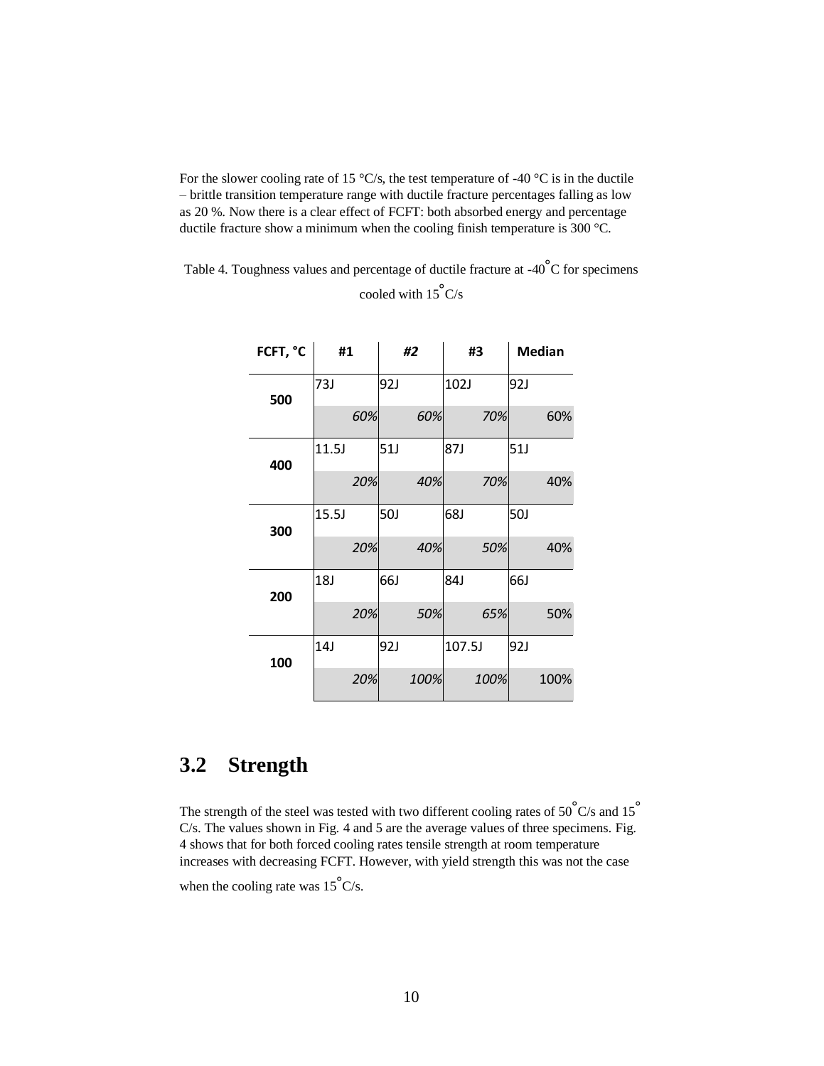For the slower cooling rate of 15 °C/s, the test temperature of -40 °C is in the ductile – brittle transition temperature range with ductile fracture percentages falling as low as 20 %. Now there is a clear effect of FCFT: both absorbed energy and percentage ductile fracture show a minimum when the cooling finish temperature is 300 °C.

Table 4. Toughness values and percentage of ductile fracture at -40°C for specimens cooled with 15°C/s

| FCFT, °C | #1 | *#2* | #3 | Median |
|---|---|---|---|---|
| 500 | 73J | 92J | 102J | 92J |
| | *60%* | *60%* | *70%* | 60% |
| 400 | 11.5J | 51J | 87J | 51J |
| | *20%* | *40%* | *70%* | 40% |
| 300 | 15.5J | 50J | 68J | 50J |
| | *20%* | *40%* | *50%* | 40% |
| 200 | 18J | 66J | 84J | 66J |
| | *20%* | *50%* | *65%* | 50% |
| 100 | 14J | 92J | 107.5J | 92J |
| | *20%* | *100%* | *100%* | 100% |

## 3.2 Strength

The strength of the steel was tested with two different cooling rates of 50°C/s and 15°C/s. The values shown in Fig. 4 and 5 are the average values of three specimens. Fig. 4 shows that for both forced cooling rates tensile strength at room temperature increases with decreasing FCFT. However, with yield strength this was not the case when the cooling rate was 15°C/s.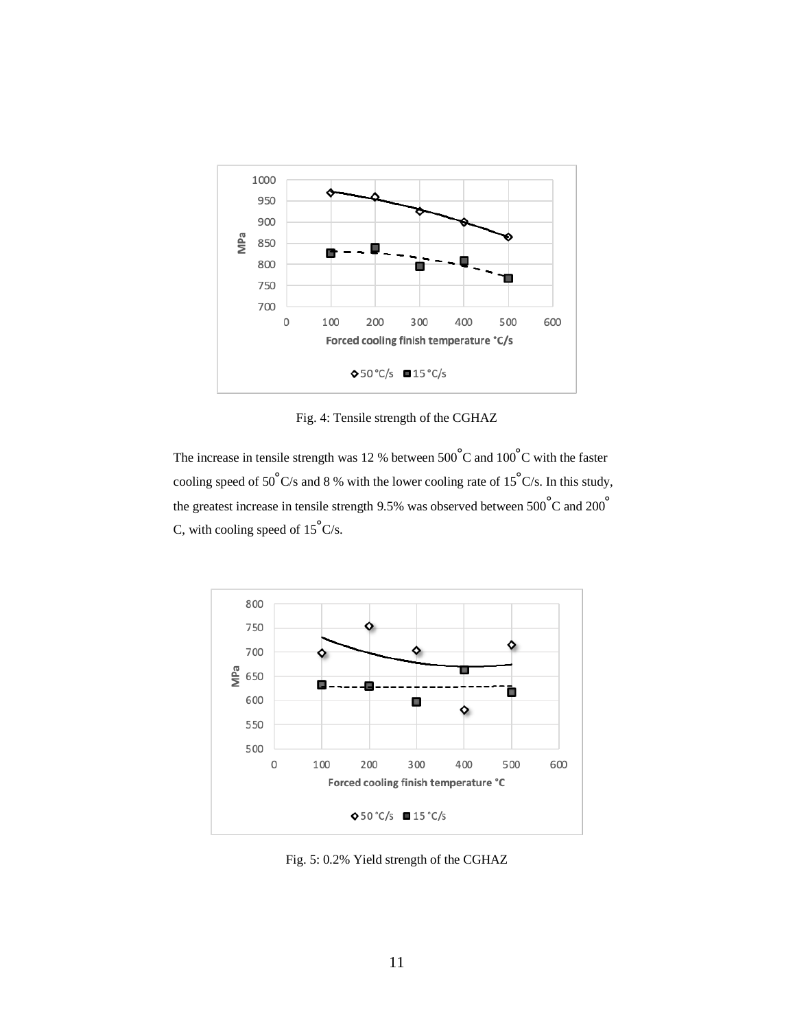Fig. 4: Tensile strength of the CGHAZ

The increase in tensile strength was 12 % between 500°C and 100°C with the faster cooling speed of 50°C/s and 8 % with the lower cooling rate of 15°C/s. In this study, the greatest increase in tensile strength 9.5% was observed between 500°C and 200°C, with cooling speed of 15°C/s.

Fig. 5: 0.2% Yield strength of the CGHAZ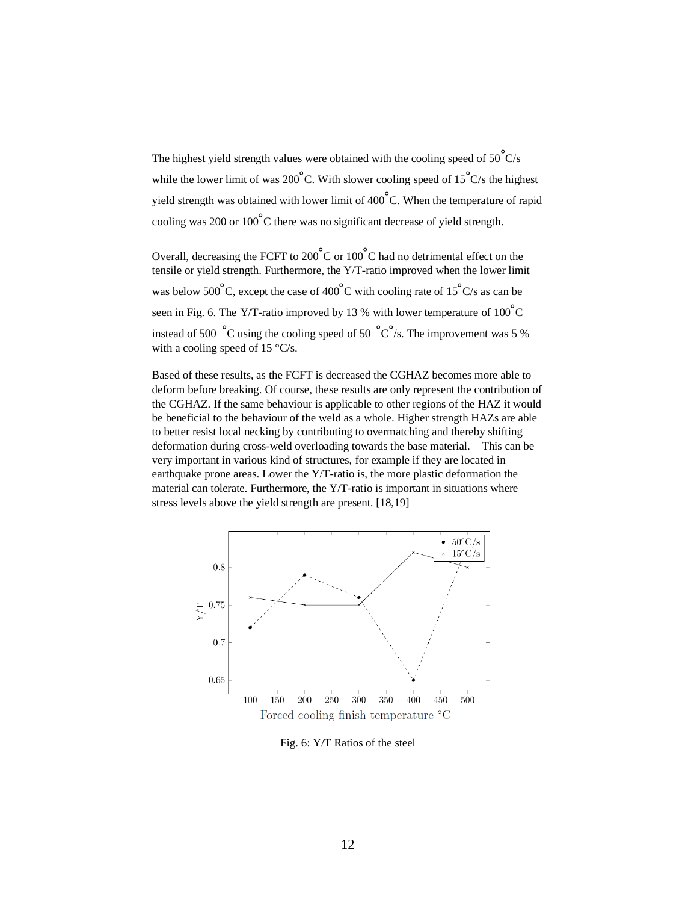The highest yield strength values were obtained with the cooling speed of 50 °C/s while the lower limit of was 200 °C. With slower cooling speed of 15 °C/s the highest yield strength was obtained with lower limit of 400 °C. When the temperature of rapid cooling was 200 or 100 °C there was no significant decrease of yield strength.

Overall, decreasing the FCFT to 200 °C or 100 °C had no detrimental effect on the tensile or yield strength. Furthermore, the Y/T-ratio improved when the lower limit was below 500 °C, except the case of 400 °C with cooling rate of 15 °C/s as can be seen in Fig. 6. The Y/T-ratio improved by 13 % with lower temperature of 100 °C instead of 500 °C using the cooling speed of 50 °C °/s. The improvement was 5 % with a cooling speed of 15 °C/s.

Based of these results, as the FCFT is decreased the CGHAZ becomes more able to deform before breaking. Of course, these results are only represent the contribution of the CGHAZ. If the same behaviour is applicable to other regions of the HAZ it would be beneficial to the behaviour of the weld as a whole. Higher strength HAZs are able to better resist local necking by contributing to overmatching and thereby shifting deformation during cross-weld overloading towards the base material. This can be very important in various kind of structures, for example if they are located in earthquake prone areas. Lower the Y/T-ratio is, the more plastic deformation the material can tolerate. Furthermore, the Y/T-ratio is important in situations where stress levels above the yield strength are present. [18,19]

Fig. 6: Y/T Ratios of the steel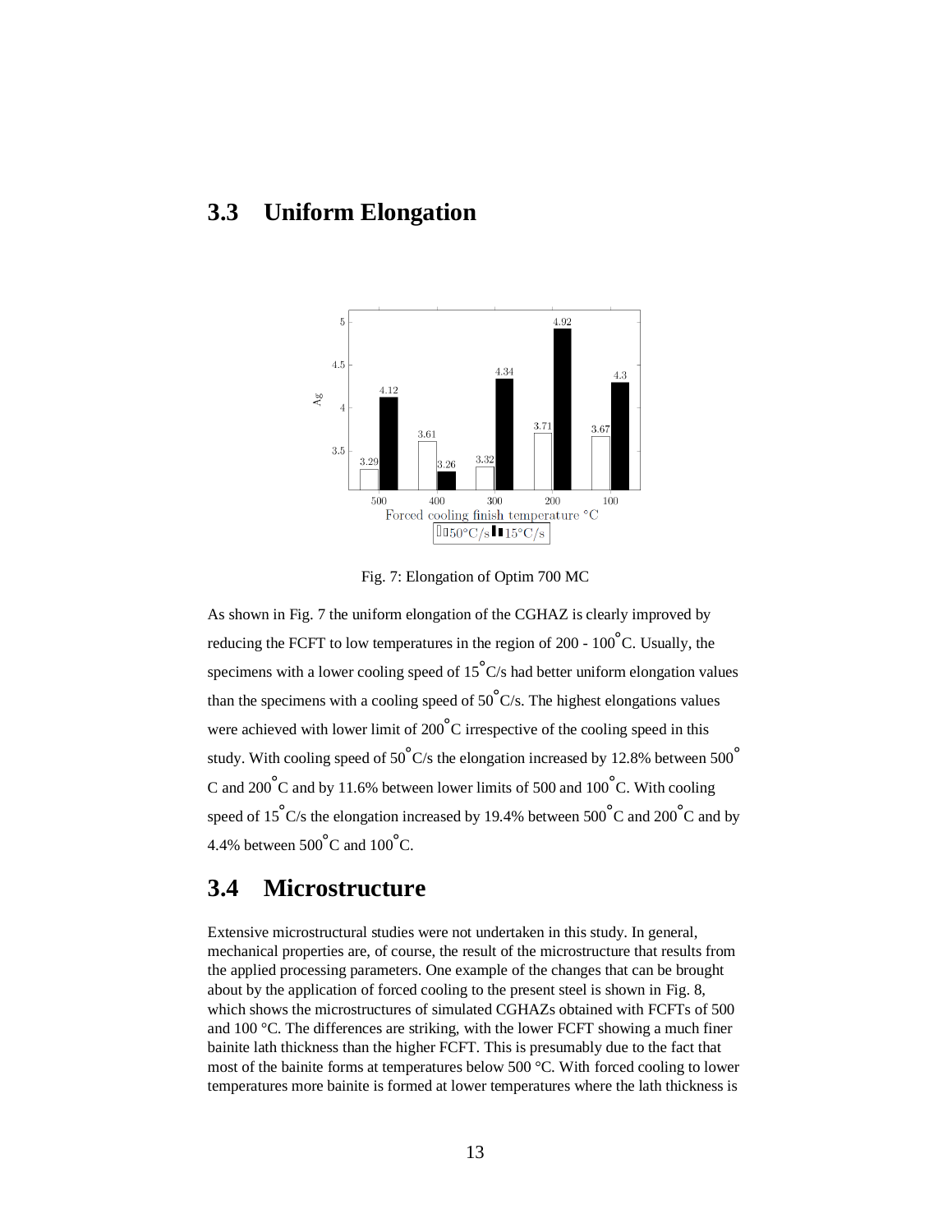## 3.3 Uniform Elongation

Fig. 7: Elongation of Optim 700 MC

As shown in Fig. 7 the uniform elongation of the CGHAZ is clearly improved by reducing the FCFT to low temperatures in the region of 200 - 100°C. Usually, the specimens with a lower cooling speed of 15°C/s had better uniform elongation values than the specimens with a cooling speed of 50°C/s. The highest elongations values were achieved with lower limit of 200°C irrespective of the cooling speed in this study. With cooling speed of 50°C/s the elongation increased by 12.8% between 500°C and 200°C and by 11.6% between lower limits of 500 and 100°C. With cooling speed of 15°C/s the elongation increased by 19.4% between 500°C and 200°C and by 4.4% between 500°C and 100°C.

## 3.4 Microstructure

Extensive microstructural studies were not undertaken in this study. In general, mechanical properties are, of course, the result of the microstructure that results from the applied processing parameters. One example of the changes that can be brought about by the application of forced cooling to the present steel is shown in Fig. 8, which shows the microstructures of simulated CGHAZs obtained with FCFTs of 500 and 100 °C. The differences are striking, with the lower FCFT showing a much finer bainite lath thickness than the higher FCFT. This is presumably due to the fact that most of the bainite forms at temperatures below 500 °C. With forced cooling to lower temperatures more bainite is formed at lower temperatures where the lath thickness is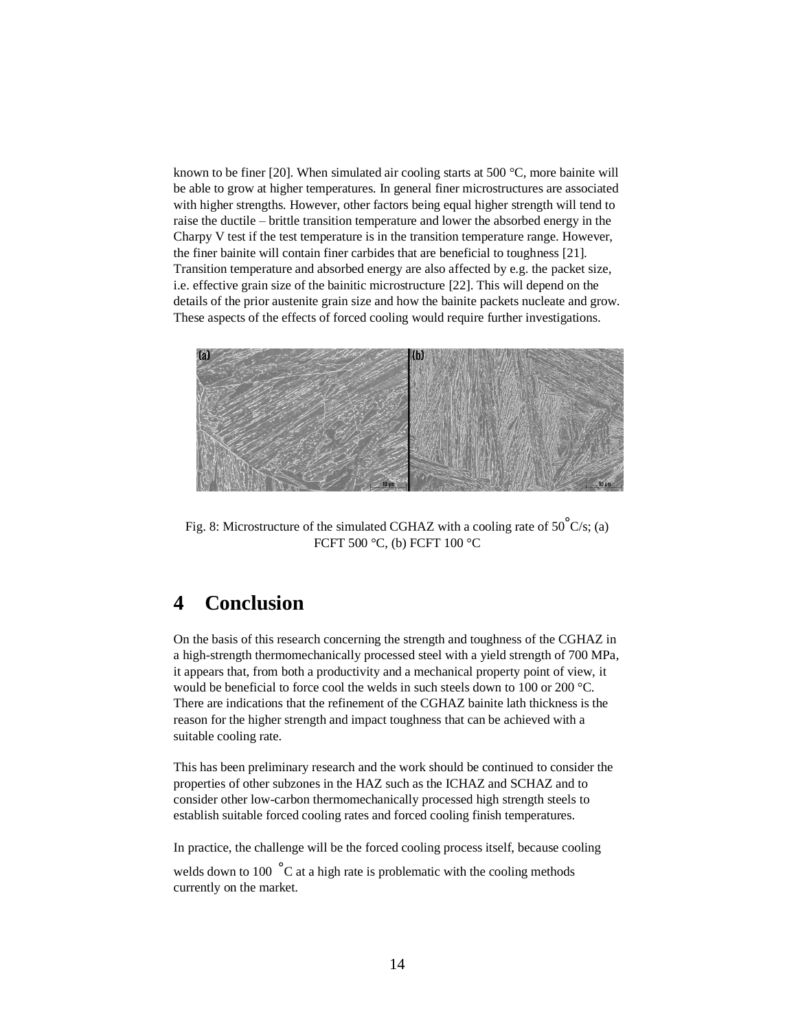known to be finer [20]. When simulated air cooling starts at 500 °C, more bainite will be able to grow at higher temperatures. In general finer microstructures are associated with higher strengths. However, other factors being equal higher strength will tend to raise the ductile – brittle transition temperature and lower the absorbed energy in the Charpy V test if the test temperature is in the transition temperature range. However, the finer bainite will contain finer carbides that are beneficial to toughness [21]. Transition temperature and absorbed energy are also affected by e.g. the packet size, i.e. effective grain size of the bainitic microstructure [22]. This will depend on the details of the prior austenite grain size and how the bainite packets nucleate and grow. These aspects of the effects of forced cooling would require further investigations.

Fig. 8: Microstructure of the simulated CGHAZ with a cooling rate of 50°C/s; (a) FCFT 500 °C, (b) FCFT 100 °C

# 4 Conclusion

On the basis of this research concerning the strength and toughness of the CGHAZ in a high-strength thermomechanically processed steel with a yield strength of 700 MPa, it appears that, from both a productivity and a mechanical property point of view, it would be beneficial to force cool the welds in such steels down to 100 or 200 °C. There are indications that the refinement of the CGHAZ bainite lath thickness is the reason for the higher strength and impact toughness that can be achieved with a suitable cooling rate.

This has been preliminary research and the work should be continued to consider the properties of other subzones in the HAZ such as the ICHAZ and SCHAZ and to consider other low-carbon thermomechanically processed high strength steels to establish suitable forced cooling rates and forced cooling finish temperatures.

In practice, the challenge will be the forced cooling process itself, because cooling welds down to 100 °C at a high rate is problematic with the cooling methods currently on the market.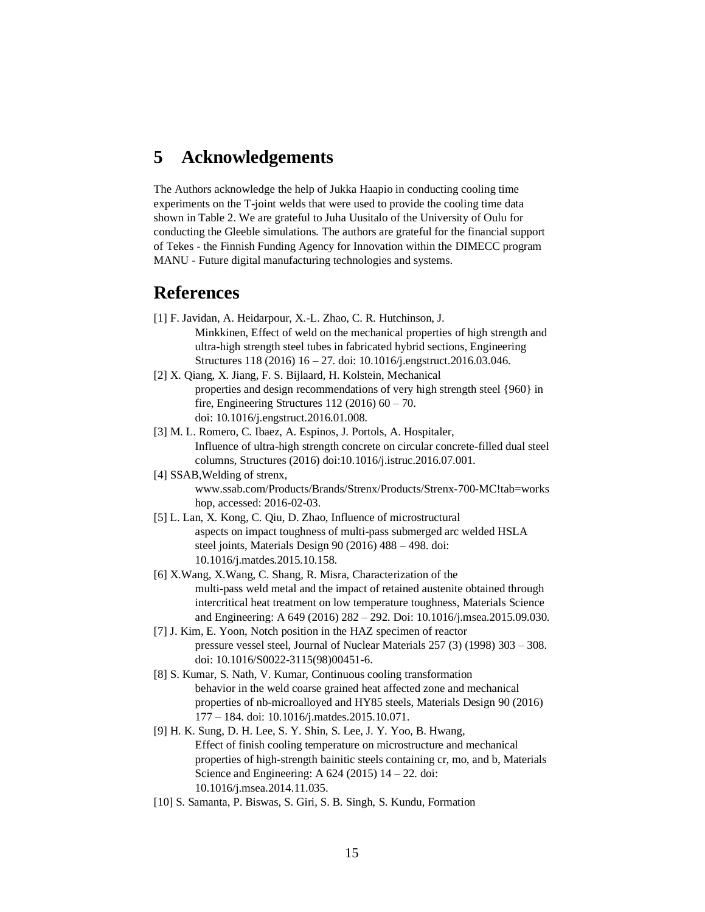# 5 Acknowledgements

The Authors acknowledge the help of Jukka Haapio in conducting cooling time experiments on the T-joint welds that were used to provide the cooling time data shown in Table 2. We are grateful to Juha Uusitalo of the University of Oulu for conducting the Gleeble simulations. The authors are grateful for the financial support of Tekes - the Finnish Funding Agency for Innovation within the DIMECC program MANU - Future digital manufacturing technologies and systems.

# References

[1] F. Javidan, A. Heidarpour, X.-L. Zhao, C. R. Hutchinson, J. Minkkinen, Effect of weld on the mechanical properties of high strength and ultra-high strength steel tubes in fabricated hybrid sections, Engineering Structures 118 (2016) 16 – 27. doi: 10.1016/j.engstruct.2016.03.046.

[2] X. Qiang, X. Jiang, F. S. Bijlaard, H. Kolstein, Mechanical properties and design recommendations of very high strength steel {960} in fire, Engineering Structures 112 (2016) 60 – 70. doi: 10.1016/j.engstruct.2016.01.008.

[3] M. L. Romero, C. Ibaez, A. Espinos, J. Portols, A. Hospitaler, Influence of ultra-high strength concrete on circular concrete-filled dual steel columns, Structures (2016) doi:10.1016/j.istruc.2016.07.001.

[4] SSAB,Welding of strenx, www.ssab.com/Products/Brands/Strenx/Products/Strenx-700-MC!tab=workshop, accessed: 2016-02-03.

[5] L. Lan, X. Kong, C. Qiu, D. Zhao, Influence of microstructural aspects on impact toughness of multi-pass submerged arc welded HSLA steel joints, Materials Design 90 (2016) 488 – 498. doi: 10.1016/j.matdes.2015.10.158.

[6] X.Wang, X.Wang, C. Shang, R. Misra, Characterization of the multi-pass weld metal and the impact of retained austenite obtained through intercritical heat treatment on low temperature toughness, Materials Science and Engineering: A 649 (2016) 282 – 292. Doi: 10.1016/j.msea.2015.09.030.

[7] J. Kim, E. Yoon, Notch position in the HAZ specimen of reactor pressure vessel steel, Journal of Nuclear Materials 257 (3) (1998) 303 – 308. doi: 10.1016/S0022-3115(98)00451-6.

[8] S. Kumar, S. Nath, V. Kumar, Continuous cooling transformation behavior in the weld coarse grained heat affected zone and mechanical properties of nb-microalloyed and HY85 steels, Materials Design 90 (2016) 177 – 184. doi: 10.1016/j.matdes.2015.10.071.

[9] H. K. Sung, D. H. Lee, S. Y. Shin, S. Lee, J. Y. Yoo, B. Hwang, Effect of finish cooling temperature on microstructure and mechanical properties of high-strength bainitic steels containing cr, mo, and b, Materials Science and Engineering: A 624 (2015) 14 – 22. doi: 10.1016/j.msea.2014.11.035.

[10] S. Samanta, P. Biswas, S. Giri, S. B. Singh, S. Kundu, Formation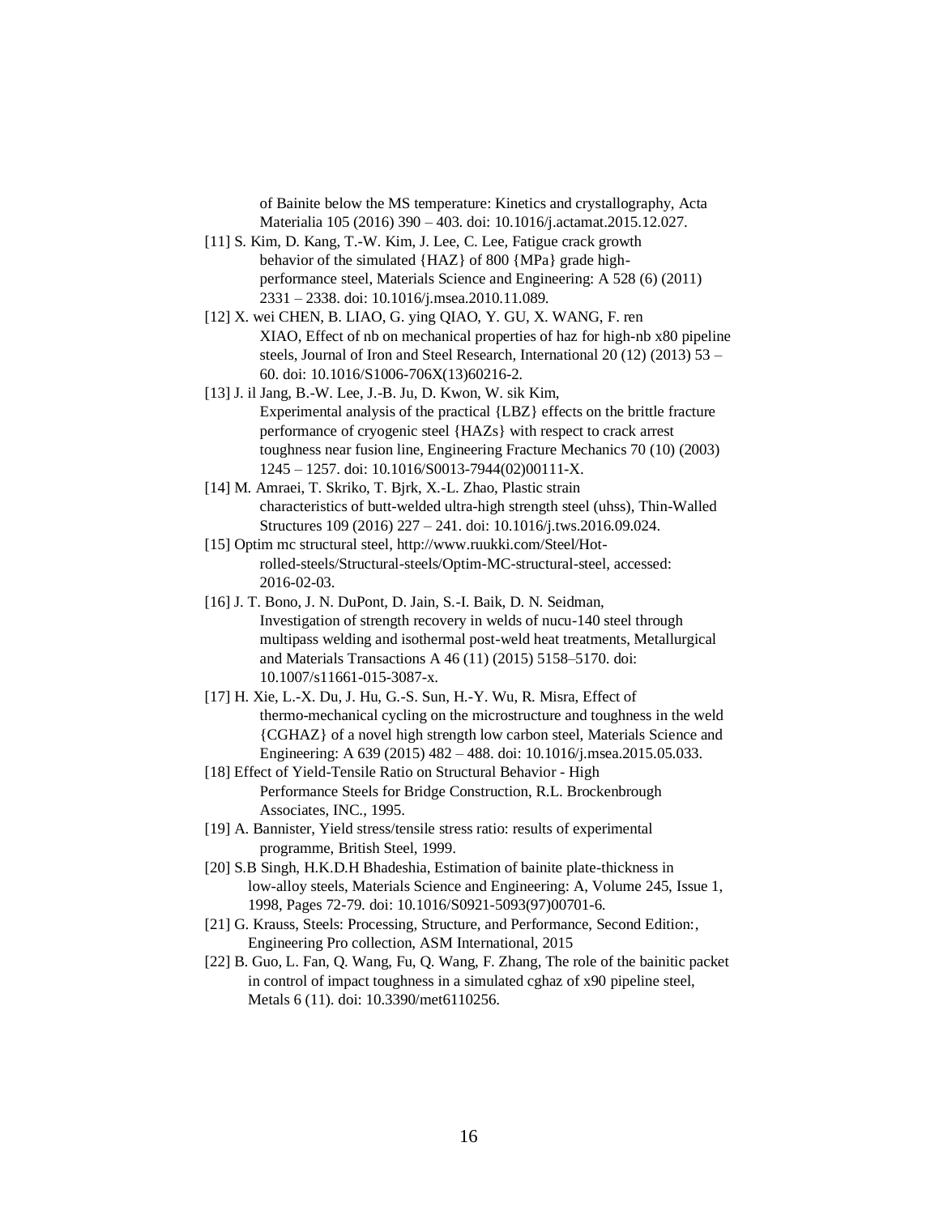of Bainite below the MS temperature: Kinetics and crystallography, Acta Materialia 105 (2016) 390 – 403. doi: 10.1016/j.actamat.2015.12.027.

[11] S. Kim, D. Kang, T.-W. Kim, J. Lee, C. Lee, Fatigue crack growth behavior of the simulated {HAZ} of 800 {MPa} grade high-performance steel, Materials Science and Engineering: A 528 (6) (2011) 2331 – 2338. doi: 10.1016/j.msea.2010.11.089.

[12] X. wei CHEN, B. LIAO, G. ying QIAO, Y. GU, X. WANG, F. ren XIAO, Effect of nb on mechanical properties of haz for high-nb x80 pipeline steels, Journal of Iron and Steel Research, International 20 (12) (2013) 53 – 60. doi: 10.1016/S1006-706X(13)60216-2.

[13] J. il Jang, B.-W. Lee, J.-B. Ju, D. Kwon, W. sik Kim, Experimental analysis of the practical {LBZ} effects on the brittle fracture performance of cryogenic steel {HAZs} with respect to crack arrest toughness near fusion line, Engineering Fracture Mechanics 70 (10) (2003) 1245 – 1257. doi: 10.1016/S0013-7944(02)00111-X.

[14] M. Amraei, T. Skriko, T. Bjrk, X.-L. Zhao, Plastic strain characteristics of butt-welded ultra-high strength steel (uhss), Thin-Walled Structures 109 (2016) 227 – 241. doi: 10.1016/j.tws.2016.09.024.

[15] Optim mc structural steel, http://www.ruukki.com/Steel/Hot-rolled-steels/Structural-steels/Optim-MC-structural-steel, accessed: 2016-02-03.

[16] J. T. Bono, J. N. DuPont, D. Jain, S.-I. Baik, D. N. Seidman, Investigation of strength recovery in welds of nucu-140 steel through multipass welding and isothermal post-weld heat treatments, Metallurgical and Materials Transactions A 46 (11) (2015) 5158–5170. doi: 10.1007/s11661-015-3087-x.

[17] H. Xie, L.-X. Du, J. Hu, G.-S. Sun, H.-Y. Wu, R. Misra, Effect of thermo-mechanical cycling on the microstructure and toughness in the weld {CGHAZ} of a novel high strength low carbon steel, Materials Science and Engineering: A 639 (2015) 482 – 488. doi: 10.1016/j.msea.2015.05.033.

[18] Effect of Yield-Tensile Ratio on Structural Behavior - High Performance Steels for Bridge Construction, R.L. Brockenbrough Associates, INC., 1995.

[19] A. Bannister, Yield stress/tensile stress ratio: results of experimental programme, British Steel, 1999.

[20] S.B Singh, H.K.D.H Bhadeshia, Estimation of bainite plate-thickness in low-alloy steels, Materials Science and Engineering: A, Volume 245, Issue 1, 1998, Pages 72-79. doi: 10.1016/S0921-5093(97)00701-6.

[21] G. Krauss, Steels: Processing, Structure, and Performance, Second Edition:, Engineering Pro collection, ASM International, 2015

[22] B. Guo, L. Fan, Q. Wang, Fu, Q. Wang, F. Zhang, The role of the bainitic packet in control of impact toughness in a simulated cghaz of x90 pipeline steel, Metals 6 (11). doi: 10.3390/met6110256.